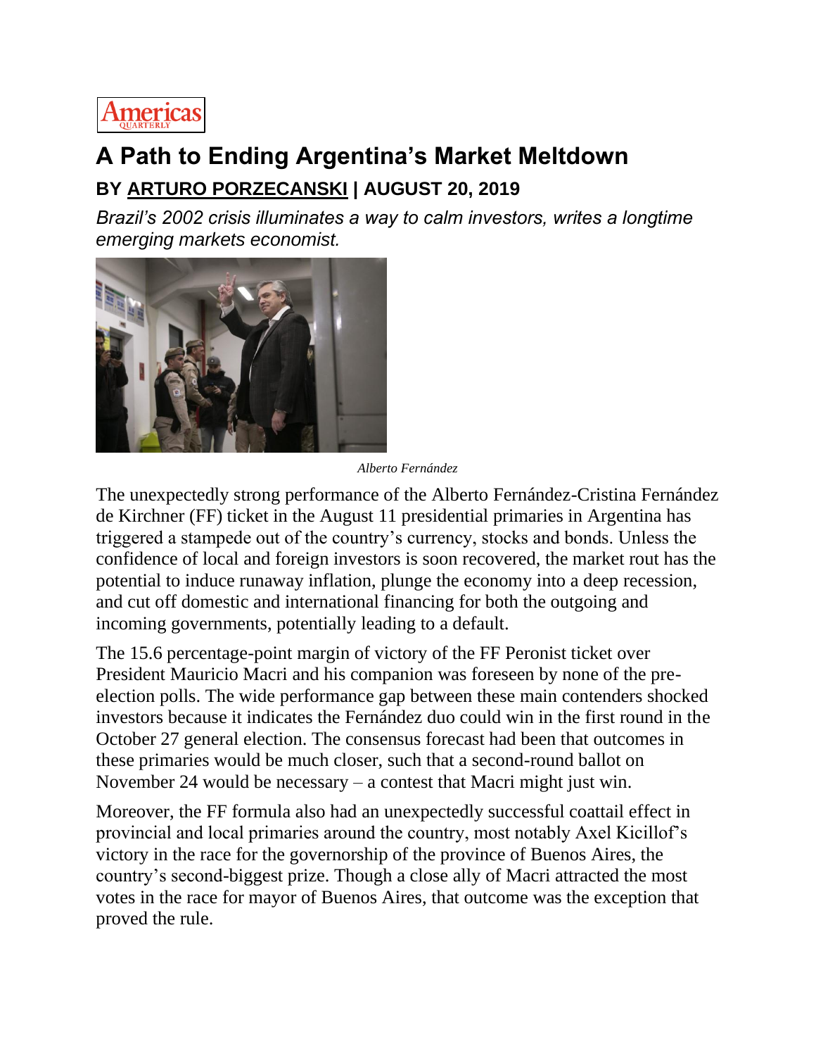Americas Quarterly

# A Path to Ending Argentina's Market Meltdown

## BY ARTURO PORZECANSKI | AUGUST 20, 2019

*Brazil's 2002 crisis illuminates a way to calm investors, writes a longtime emerging markets economist.*

*Alberto Fernández*

The unexpectedly strong performance of the Alberto Fernández-Cristina Fernández de Kirchner (FF) ticket in the August 11 presidential primaries in Argentina has triggered a stampede out of the country's currency, stocks and bonds. Unless the confidence of local and foreign investors is soon recovered, the market rout has the potential to induce runaway inflation, plunge the economy into a deep recession, and cut off domestic and international financing for both the outgoing and incoming governments, potentially leading to a default.

The 15.6 percentage-point margin of victory of the FF Peronist ticket over President Mauricio Macri and his companion was foreseen by none of the pre-election polls. The wide performance gap between these main contenders shocked investors because it indicates the Fernández duo could win in the first round in the October 27 general election. The consensus forecast had been that outcomes in these primaries would be much closer, such that a second-round ballot on November 24 would be necessary – a contest that Macri might just win.

Moreover, the FF formula also had an unexpectedly successful coattail effect in provincial and local primaries around the country, most notably Axel Kicillof's victory in the race for the governorship of the province of Buenos Aires, the country's second-biggest prize. Though a close ally of Macri attracted the most votes in the race for mayor of Buenos Aires, that outcome was the exception that proved the rule.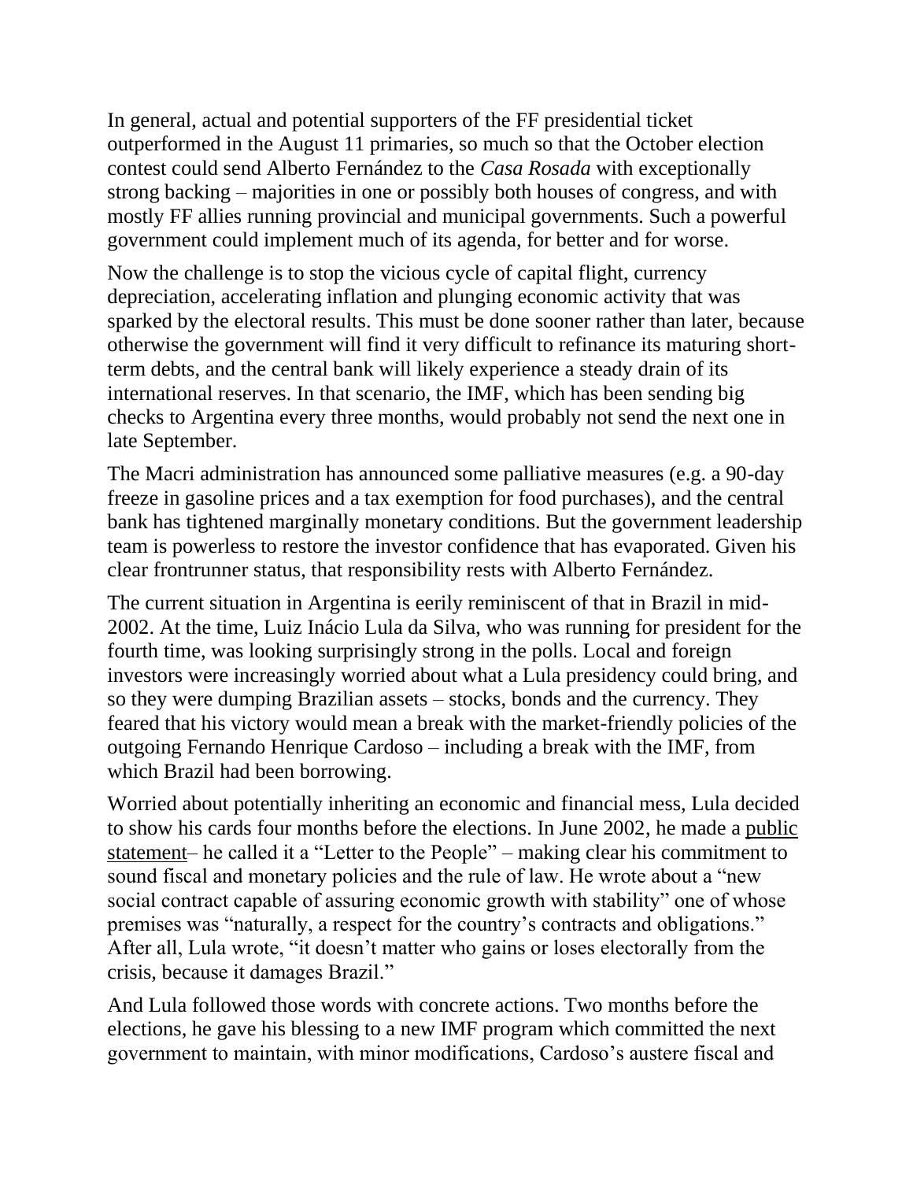In general, actual and potential supporters of the FF presidential ticket outperformed in the August 11 primaries, so much so that the October election contest could send Alberto Fernández to the *Casa Rosada* with exceptionally strong backing – majorities in one or possibly both houses of congress, and with mostly FF allies running provincial and municipal governments. Such a powerful government could implement much of its agenda, for better and for worse.

Now the challenge is to stop the vicious cycle of capital flight, currency depreciation, accelerating inflation and plunging economic activity that was sparked by the electoral results. This must be done sooner rather than later, because otherwise the government will find it very difficult to refinance its maturing short-term debts, and the central bank will likely experience a steady drain of its international reserves. In that scenario, the IMF, which has been sending big checks to Argentina every three months, would probably not send the next one in late September.

The Macri administration has announced some palliative measures (e.g. a 90-day freeze in gasoline prices and a tax exemption for food purchases), and the central bank has tightened marginally monetary conditions. But the government leadership team is powerless to restore the investor confidence that has evaporated. Given his clear frontrunner status, that responsibility rests with Alberto Fernández.

The current situation in Argentina is eerily reminiscent of that in Brazil in mid-2002. At the time, Luiz Inácio Lula da Silva, who was running for president for the fourth time, was looking surprisingly strong in the polls. Local and foreign investors were increasingly worried about what a Lula presidency could bring, and so they were dumping Brazilian assets – stocks, bonds and the currency. They feared that his victory would mean a break with the market-friendly policies of the outgoing Fernando Henrique Cardoso – including a break with the IMF, from which Brazil had been borrowing.

Worried about potentially inheriting an economic and financial mess, Lula decided to show his cards four months before the elections. In June 2002, he made a public statement– he called it a "Letter to the People" – making clear his commitment to sound fiscal and monetary policies and the rule of law. He wrote about a "new social contract capable of assuring economic growth with stability" one of whose premises was "naturally, a respect for the country's contracts and obligations." After all, Lula wrote, "it doesn't matter who gains or loses electorally from the crisis, because it damages Brazil."

And Lula followed those words with concrete actions. Two months before the elections, he gave his blessing to a new IMF program which committed the next government to maintain, with minor modifications, Cardoso's austere fiscal and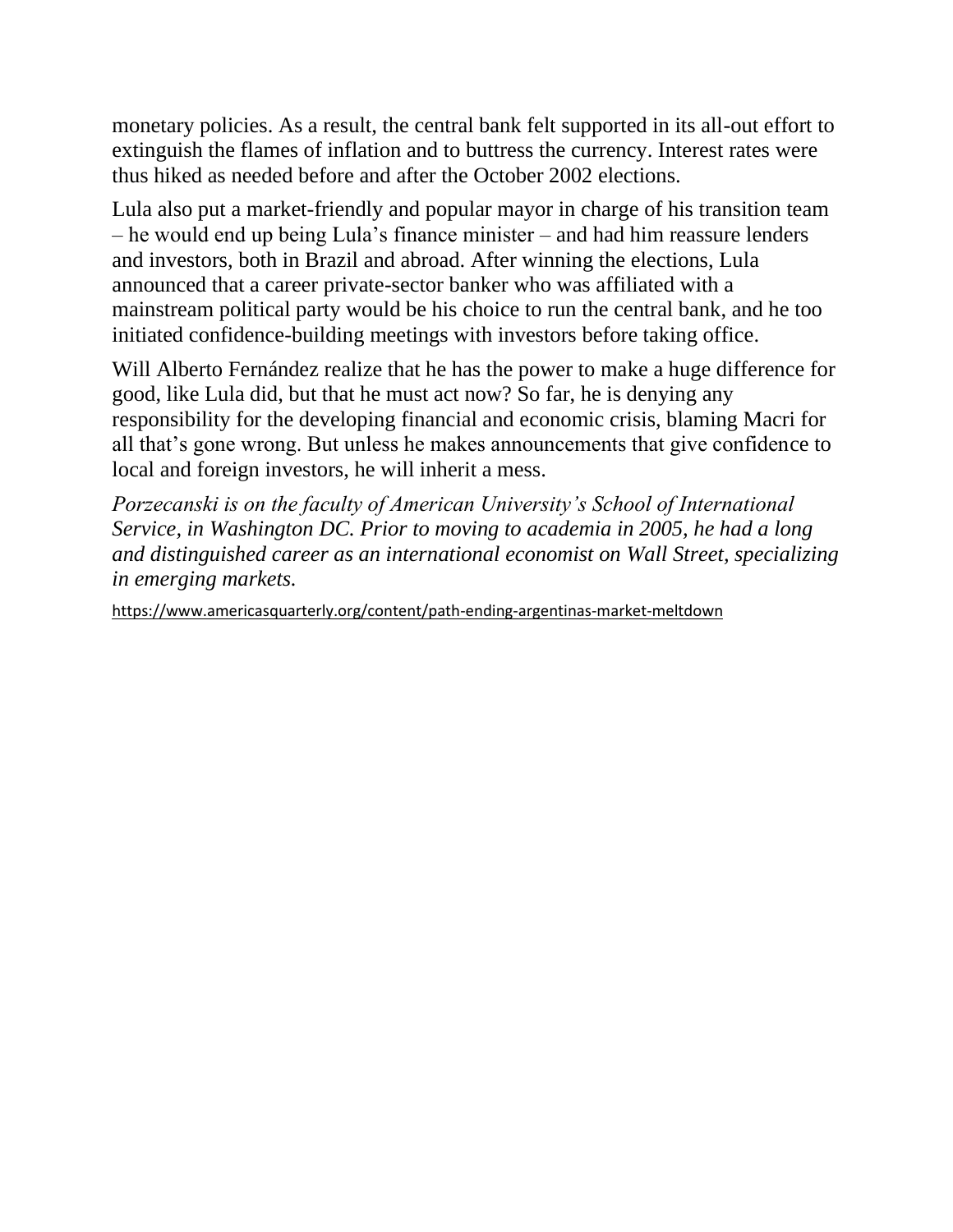monetary policies. As a result, the central bank felt supported in its all-out effort to extinguish the flames of inflation and to buttress the currency. Interest rates were thus hiked as needed before and after the October 2002 elections.

Lula also put a market-friendly and popular mayor in charge of his transition team – he would end up being Lula's finance minister – and had him reassure lenders and investors, both in Brazil and abroad. After winning the elections, Lula announced that a career private-sector banker who was affiliated with a mainstream political party would be his choice to run the central bank, and he too initiated confidence-building meetings with investors before taking office.

Will Alberto Fernández realize that he has the power to make a huge difference for good, like Lula did, but that he must act now? So far, he is denying any responsibility for the developing financial and economic crisis, blaming Macri for all that's gone wrong. But unless he makes announcements that give confidence to local and foreign investors, he will inherit a mess.

*Porzecanski is on the faculty of American University's School of International Service, in Washington DC. Prior to moving to academia in 2005, he had a long and distinguished career as an international economist on Wall Street, specializing in emerging markets.*

https://www.americasquarterly.org/content/path-ending-argentinas-market-meltdown